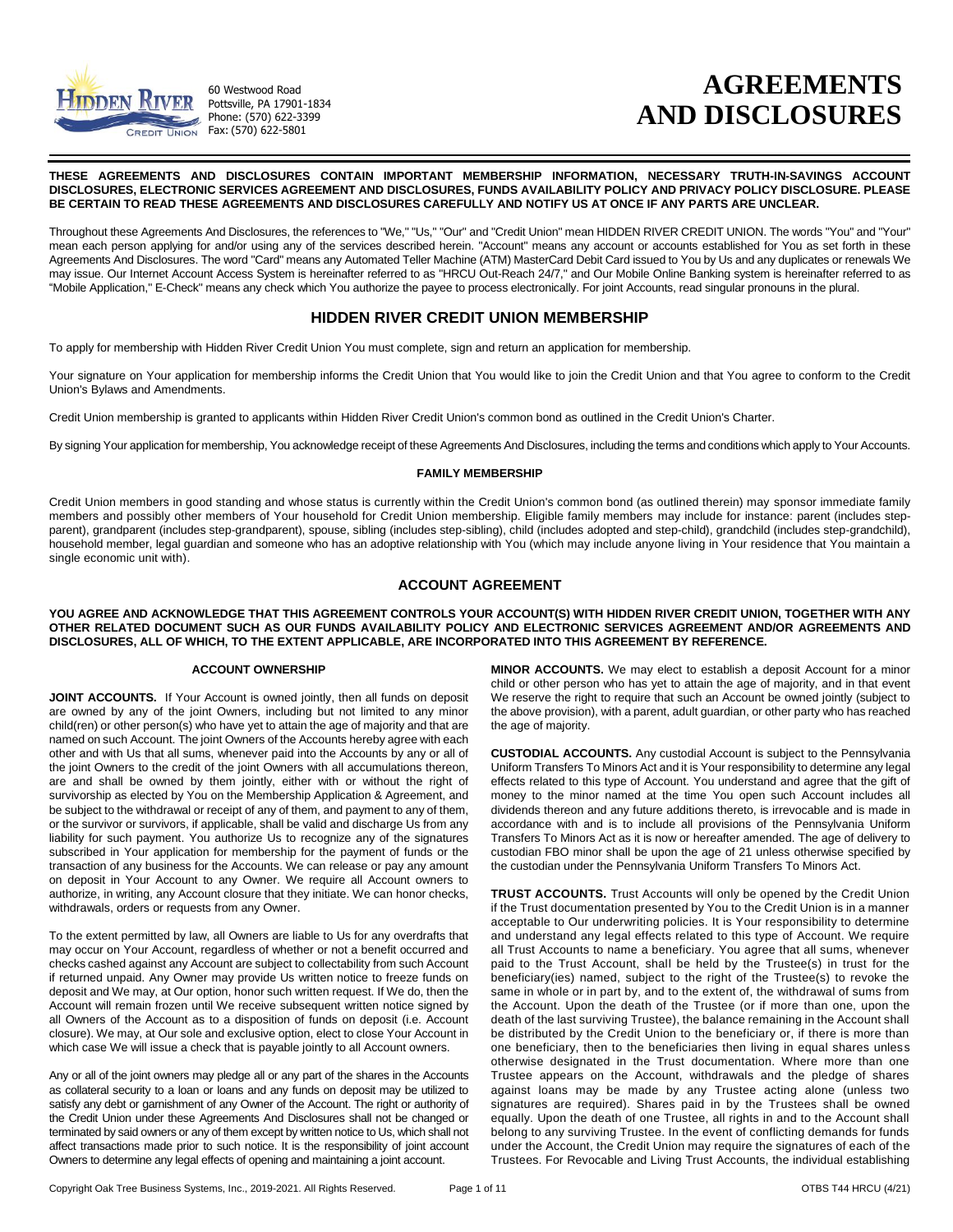60 Westwood Road
Pottsville, PA 17901-1834
Phone: (570) 622-3399
Fax: (570) 622-5801

# AGREEMENTS AND DISCLOSURES

**THESE AGREEMENTS AND DISCLOSURES CONTAIN IMPORTANT MEMBERSHIP INFORMATION, NECESSARY TRUTH-IN-SAVINGS ACCOUNT DISCLOSURES, ELECTRONIC SERVICES AGREEMENT AND DISCLOSURES, FUNDS AVAILABILITY POLICY AND PRIVACY POLICY DISCLOSURE. PLEASE BE CERTAIN TO READ THESE AGREEMENTS AND DISCLOSURES CAREFULLY AND NOTIFY US AT ONCE IF ANY PARTS ARE UNCLEAR.**

Throughout these Agreements And Disclosures, the references to "We," "Us," "Our" and "Credit Union" mean HIDDEN RIVER CREDIT UNION. The words "You" and "Your" mean each person applying for and/or using any of the services described herein. "Account" means any account or accounts established for You as set forth in these Agreements And Disclosures. The word "Card" means any Automated Teller Machine (ATM) MasterCard Debit Card issued to You by Us and any duplicates or renewals We may issue. Our Internet Account Access System is hereinafter referred to as "HRCU Out-Reach 24/7," and Our Mobile Online Banking system is hereinafter referred to as "Mobile Application," E-Check" means any check which You authorize the payee to process electronically. For joint Accounts, read singular pronouns in the plural.

## HIDDEN RIVER CREDIT UNION MEMBERSHIP

To apply for membership with Hidden River Credit Union You must complete, sign and return an application for membership.

Your signature on Your application for membership informs the Credit Union that You would like to join the Credit Union and that You agree to conform to the Credit Union's Bylaws and Amendments.

Credit Union membership is granted to applicants within Hidden River Credit Union's common bond as outlined in the Credit Union's Charter.

By signing Your application for membership, You acknowledge receipt of these Agreements And Disclosures, including the terms and conditions which apply to Your Accounts.

### FAMILY MEMBERSHIP

Credit Union members in good standing and whose status is currently within the Credit Union's common bond (as outlined therein) may sponsor immediate family members and possibly other members of Your household for Credit Union membership. Eligible family members may include for instance: parent (includes step-parent), grandparent (includes step-grandparent), spouse, sibling (includes step-sibling), child (includes adopted and step-child), grandchild (includes step-grandchild), household member, legal guardian and someone who has an adoptive relationship with You (which may include anyone living in Your residence that You maintain a single economic unit with).

## ACCOUNT AGREEMENT

**YOU AGREE AND ACKNOWLEDGE THAT THIS AGREEMENT CONTROLS YOUR ACCOUNT(S) WITH HIDDEN RIVER CREDIT UNION, TOGETHER WITH ANY OTHER RELATED DOCUMENT SUCH AS OUR FUNDS AVAILABILITY POLICY AND ELECTRONIC SERVICES AGREEMENT AND/OR AGREEMENTS AND DISCLOSURES, ALL OF WHICH, TO THE EXTENT APPLICABLE, ARE INCORPORATED INTO THIS AGREEMENT BY REFERENCE.**

### ACCOUNT OWNERSHIP

**JOINT ACCOUNTS.** If Your Account is owned jointly, then all funds on deposit are owned by any of the joint Owners, including but not limited to any minor child(ren) or other person(s) who have yet to attain the age of majority and that are named on such Account. The joint Owners of the Accounts hereby agree with each other and with Us that all sums, whenever paid into the Accounts by any or all of the joint Owners to the credit of the joint Owners with all accumulations thereon, are and shall be owned by them jointly, either with or without the right of survivorship as elected by You on the Membership Application & Agreement, and be subject to the withdrawal or receipt of any of them, and payment to any of them, or the survivor or survivors, if applicable, shall be valid and discharge Us from any liability for such payment. You authorize Us to recognize any of the signatures subscribed in Your application for membership for the payment of funds or the transaction of any business for the Accounts. We can release or pay any amount on deposit in Your Account to any Owner. We require all Account owners to authorize, in writing, any Account closure that they initiate. We can honor checks, withdrawals, orders or requests from any Owner.

To the extent permitted by law, all Owners are liable to Us for any overdrafts that may occur on Your Account, regardless of whether or not a benefit occurred and checks cashed against any Account are subject to collectability from such Account if returned unpaid. Any Owner may provide Us written notice to freeze funds on deposit and We may, at Our option, honor such written request. If We do, then the Account will remain frozen until We receive subsequent written notice signed by all Owners of the Account as to a disposition of funds on deposit (i.e. Account closure). We may, at Our sole and exclusive option, elect to close Your Account in which case We will issue a check that is payable jointly to all Account owners.

Any or all of the joint owners may pledge all or any part of the shares in the Accounts as collateral security to a loan or loans and any funds on deposit may be utilized to satisfy any debt or garnishment of any Owner of the Account. The right or authority of the Credit Union under these Agreements And Disclosures shall not be changed or terminated by said owners or any of them except by written notice to Us, which shall not affect transactions made prior to such notice. It is the responsibility of joint account Owners to determine any legal effects of opening and maintaining a joint account.

**MINOR ACCOUNTS.** We may elect to establish a deposit Account for a minor child or other person who has yet to attain the age of majority, and in that event We reserve the right to require that such an Account be owned jointly (subject to the above provision), with a parent, adult guardian, or other party who has reached the age of majority.

**CUSTODIAL ACCOUNTS.** Any custodial Account is subject to the Pennsylvania Uniform Transfers To Minors Act and it is Your responsibility to determine any legal effects related to this type of Account. You understand and agree that the gift of money to the minor named at the time You open such Account includes all dividends thereon and any future additions thereto, is irrevocable and is made in accordance with and is to include all provisions of the Pennsylvania Uniform Transfers To Minors Act as it is now or hereafter amended. The age of delivery to custodian FBO minor shall be upon the age of 21 unless otherwise specified by the custodian under the Pennsylvania Uniform Transfers To Minors Act.

**TRUST ACCOUNTS.** Trust Accounts will only be opened by the Credit Union if the Trust documentation presented by You to the Credit Union is in a manner acceptable to Our underwriting policies. It is Your responsibility to determine and understand any legal effects related to this type of Account. We require all Trust Accounts to name a beneficiary. You agree that all sums, whenever paid to the Trust Account, shall be held by the Trustee(s) in trust for the beneficiary(ies) named, subject to the right of the Trustee(s) to revoke the same in whole or in part by, and to the extent of, the withdrawal of sums from the Account. Upon the death of the Trustee (or if more than one, upon the death of the last surviving Trustee), the balance remaining in the Account shall be distributed by the Credit Union to the beneficiary or, if there is more than one beneficiary, then to the beneficiaries then living in equal shares unless otherwise designated in the Trust documentation. Where more than one Trustee appears on the Account, withdrawals and the pledge of shares against loans may be made by any Trustee acting alone (unless two signatures are required). Shares paid in by the Trustees shall be owned equally. Upon the death of one Trustee, all rights in and to the Account shall belong to any surviving Trustee. In the event of conflicting demands for funds under the Account, the Credit Union may require the signatures of each of the Trustees. For Revocable and Living Trust Accounts, the individual establishing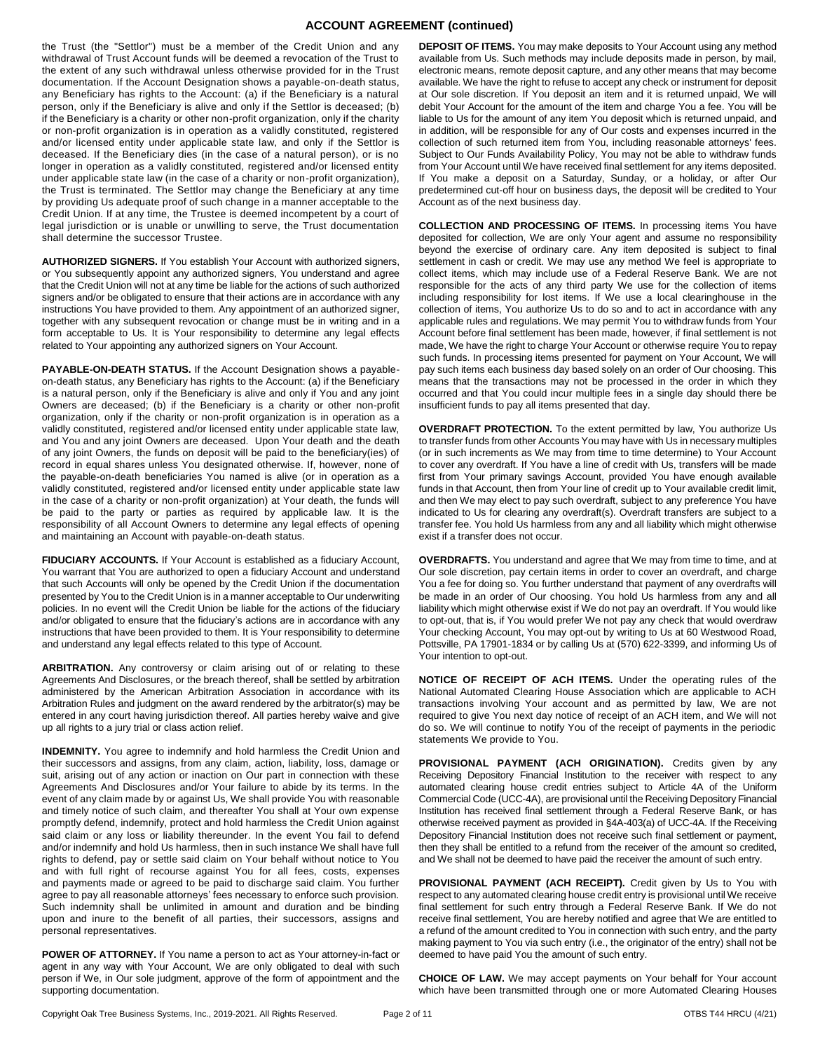## ACCOUNT AGREEMENT (continued)

the Trust (the "Settlor") must be a member of the Credit Union and any withdrawal of Trust Account funds will be deemed a revocation of the Trust to the extent of any such withdrawal unless otherwise provided for in the Trust documentation. If the Account Designation shows a payable-on-death status, any Beneficiary has rights to the Account: (a) if the Beneficiary is a natural person, only if the Beneficiary is alive and only if the Settlor is deceased; (b) if the Beneficiary is a charity or other non-profit organization, only if the charity or non-profit organization is in operation as a validly constituted, registered and/or licensed entity under applicable state law, and only if the Settlor is deceased. If the Beneficiary dies (in the case of a natural person), or is no longer in operation as a validly constituted, registered and/or licensed entity under applicable state law (in the case of a charity or non-profit organization), the Trust is terminated. The Settlor may change the Beneficiary at any time by providing Us adequate proof of such change in a manner acceptable to the Credit Union. If at any time, the Trustee is deemed incompetent by a court of legal jurisdiction or is unable or unwilling to serve, the Trust documentation shall determine the successor Trustee.

**AUTHORIZED SIGNERS.** If You establish Your Account with authorized signers, or You subsequently appoint any authorized signers, You understand and agree that the Credit Union will not at any time be liable for the actions of such authorized signers and/or be obligated to ensure that their actions are in accordance with any instructions You have provided to them. Any appointment of an authorized signer, together with any subsequent revocation or change must be in writing and in a form acceptable to Us. It is Your responsibility to determine any legal effects related to Your appointing any authorized signers on Your Account.

**PAYABLE-ON-DEATH STATUS.** If the Account Designation shows a payable-on-death status, any Beneficiary has rights to the Account: (a) if the Beneficiary is a natural person, only if the Beneficiary is alive and only if You and any joint Owners are deceased; (b) if the Beneficiary is a charity or other non-profit organization, only if the charity or non-profit organization is in operation as a validly constituted, registered and/or licensed entity under applicable state law, and You and any joint Owners are deceased. Upon Your death and the death of any joint Owners, the funds on deposit will be paid to the beneficiary(ies) of record in equal shares unless You designated otherwise. If, however, none of the payable-on-death beneficiaries You named is alive (or in operation as a validly constituted, registered and/or licensed entity under applicable state law in the case of a charity or non-profit organization) at Your death, the funds will be paid to the party or parties as required by applicable law. It is the responsibility of all Account Owners to determine any legal effects of opening and maintaining an Account with payable-on-death status.

**FIDUCIARY ACCOUNTS.** If Your Account is established as a fiduciary Account, You warrant that You are authorized to open a fiduciary Account and understand that such Accounts will only be opened by the Credit Union if the documentation presented by You to the Credit Union is in a manner acceptable to Our underwriting policies. In no event will the Credit Union be liable for the actions of the fiduciary and/or obligated to ensure that the fiduciary's actions are in accordance with any instructions that have been provided to them. It is Your responsibility to determine and understand any legal effects related to this type of Account.

**ARBITRATION.** Any controversy or claim arising out of or relating to these Agreements And Disclosures, or the breach thereof, shall be settled by arbitration administered by the American Arbitration Association in accordance with its Arbitration Rules and judgment on the award rendered by the arbitrator(s) may be entered in any court having jurisdiction thereof. All parties hereby waive and give up all rights to a jury trial or class action relief.

**INDEMNITY.** You agree to indemnify and hold harmless the Credit Union and their successors and assigns, from any claim, action, liability, loss, damage or suit, arising out of any action or inaction on Our part in connection with these Agreements And Disclosures and/or Your failure to abide by its terms. In the event of any claim made by or against Us, We shall provide You with reasonable and timely notice of such claim, and thereafter You shall at Your own expense promptly defend, indemnify, protect and hold harmless the Credit Union against said claim or any loss or liability thereunder. In the event You fail to defend and/or indemnify and hold Us harmless, then in such instance We shall have full rights to defend, pay or settle said claim on Your behalf without notice to You and with full right of recourse against You for all fees, costs, expenses and payments made or agreed to be paid to discharge said claim. You further agree to pay all reasonable attorneys' fees necessary to enforce such provision. Such indemnity shall be unlimited in amount and duration and be binding upon and inure to the benefit of all parties, their successors, assigns and personal representatives.

**POWER OF ATTORNEY.** If You name a person to act as Your attorney-in-fact or agent in any way with Your Account, We are only obligated to deal with such person if We, in Our sole judgment, approve of the form of appointment and the supporting documentation.

**DEPOSIT OF ITEMS.** You may make deposits to Your Account using any method available from Us. Such methods may include deposits made in person, by mail, electronic means, remote deposit capture, and any other means that may become available. We have the right to refuse to accept any check or instrument for deposit at Our sole discretion. If You deposit an item and it is returned unpaid, We will debit Your Account for the amount of the item and charge You a fee. You will be liable to Us for the amount of any item You deposit which is returned unpaid, and in addition, will be responsible for any of Our costs and expenses incurred in the collection of such returned item from You, including reasonable attorneys' fees. Subject to Our Funds Availability Policy, You may not be able to withdraw funds from Your Account until We have received final settlement for any items deposited. If You make a deposit on a Saturday, Sunday, or a holiday, or after Our predetermined cut-off hour on business days, the deposit will be credited to Your Account as of the next business day.

**COLLECTION AND PROCESSING OF ITEMS.** In processing items You have deposited for collection, We are only Your agent and assume no responsibility beyond the exercise of ordinary care. Any item deposited is subject to final settlement in cash or credit. We may use any method We feel is appropriate to collect items, which may include use of a Federal Reserve Bank. We are not responsible for the acts of any third party We use for the collection of items including responsibility for lost items. If We use a local clearinghouse in the collection of items, You authorize Us to do so and to act in accordance with any applicable rules and regulations. We may permit You to withdraw funds from Your Account before final settlement has been made, however, if final settlement is not made, We have the right to charge Your Account or otherwise require You to repay such funds. In processing items presented for payment on Your Account, We will pay such items each business day based solely on an order of Our choosing. This means that the transactions may not be processed in the order in which they occurred and that You could incur multiple fees in a single day should there be insufficient funds to pay all items presented that day.

**OVERDRAFT PROTECTION.** To the extent permitted by law, You authorize Us to transfer funds from other Accounts You may have with Us in necessary multiples (or in such increments as We may from time to time determine) to Your Account to cover any overdraft. If You have a line of credit with Us, transfers will be made first from Your primary savings Account, provided You have enough available funds in that Account, then from Your line of credit up to Your available credit limit, and then We may elect to pay such overdraft, subject to any preference You have indicated to Us for clearing any overdraft(s). Overdraft transfers are subject to a transfer fee. You hold Us harmless from any and all liability which might otherwise exist if a transfer does not occur.

**OVERDRAFTS.** You understand and agree that We may from time to time, and at Our sole discretion, pay certain items in order to cover an overdraft, and charge You a fee for doing so. You further understand that payment of any overdrafts will be made in an order of Our choosing. You hold Us harmless from any and all liability which might otherwise exist if We do not pay an overdraft. If You would like to opt-out, that is, if You would prefer We not pay any check that would overdraw Your checking Account, You may opt-out by writing to Us at 60 Westwood Road, Pottsville, PA 17901-1834 or by calling Us at (570) 622-3399, and informing Us of Your intention to opt-out.

**NOTICE OF RECEIPT OF ACH ITEMS.** Under the operating rules of the National Automated Clearing House Association which are applicable to ACH transactions involving Your account and as permitted by law, We are not required to give You next day notice of receipt of an ACH item, and We will not do so. We will continue to notify You of the receipt of payments in the periodic statements We provide to You.

**PROVISIONAL PAYMENT (ACH ORIGINATION).** Credits given by any Receiving Depository Financial Institution to the receiver with respect to any automated clearing house credit entries subject to Article 4A of the Uniform Commercial Code (UCC-4A), are provisional until the Receiving Depository Financial Institution has received final settlement through a Federal Reserve Bank, or has otherwise received payment as provided in §4A-403(a) of UCC-4A. If the Receiving Depository Financial Institution does not receive such final settlement or payment, then they shall be entitled to a refund from the receiver of the amount so credited, and We shall not be deemed to have paid the receiver the amount of such entry.

**PROVISIONAL PAYMENT (ACH RECEIPT).** Credit given by Us to You with respect to any automated clearing house credit entry is provisional until We receive final settlement for such entry through a Federal Reserve Bank. If We do not receive final settlement, You are hereby notified and agree that We are entitled to a refund of the amount credited to You in connection with such entry, and the party making payment to You via such entry (i.e., the originator of the entry) shall not be deemed to have paid You the amount of such entry.

**CHOICE OF LAW.** We may accept payments on Your behalf for Your account which have been transmitted through one or more Automated Clearing Houses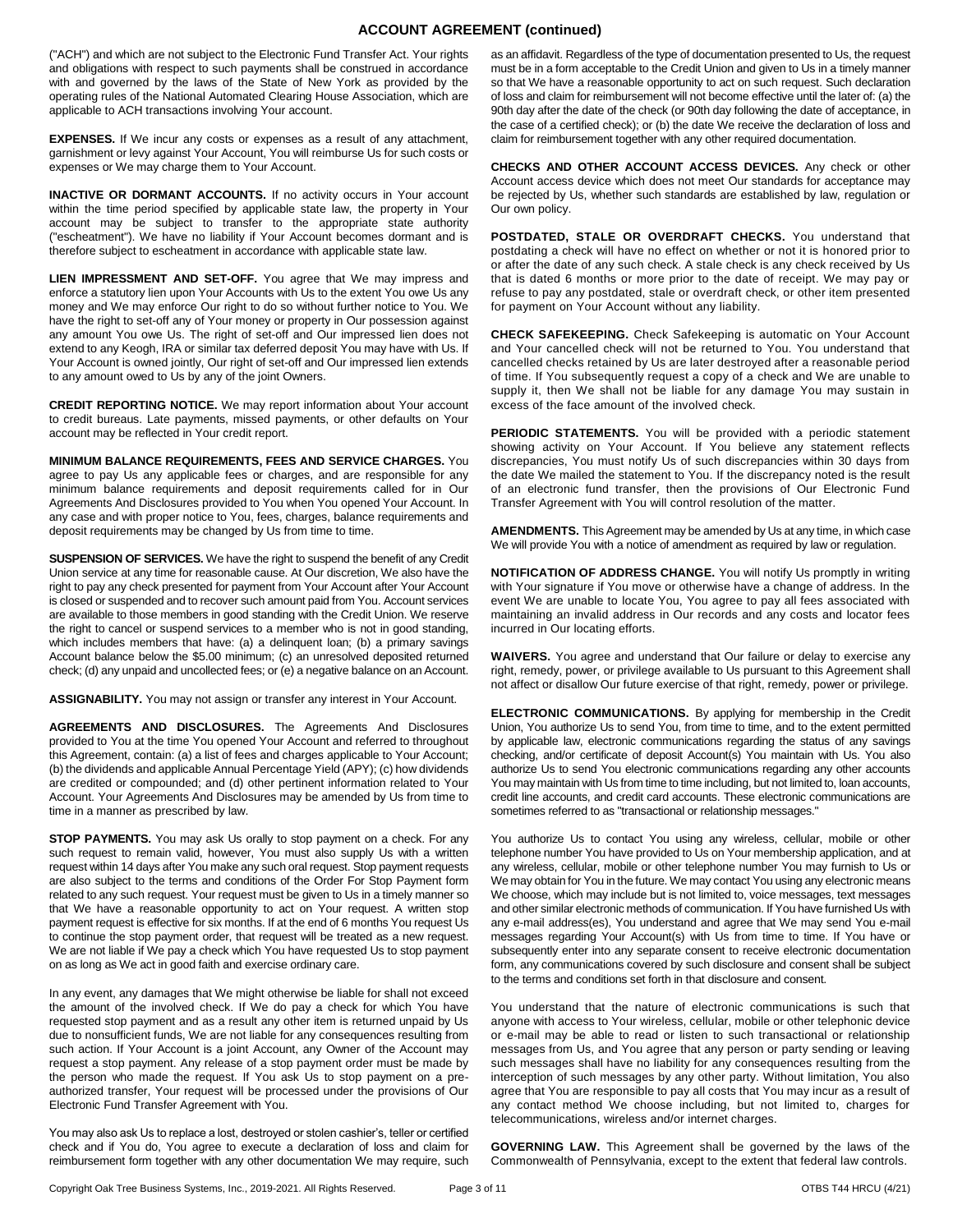## ACCOUNT AGREEMENT (continued)

("ACH") and which are not subject to the Electronic Fund Transfer Act. Your rights and obligations with respect to such payments shall be construed in accordance with and governed by the laws of the State of New York as provided by the operating rules of the National Automated Clearing House Association, which are applicable to ACH transactions involving Your account.

**EXPENSES.** If We incur any costs or expenses as a result of any attachment, garnishment or levy against Your Account, You will reimburse Us for such costs or expenses or We may charge them to Your Account.

**INACTIVE OR DORMANT ACCOUNTS.** If no activity occurs in Your account within the time period specified by applicable state law, the property in Your account may be subject to transfer to the appropriate state authority ("escheatment"). We have no liability if Your Account becomes dormant and is therefore subject to escheatment in accordance with applicable state law.

**LIEN IMPRESSMENT AND SET-OFF.** You agree that We may impress and enforce a statutory lien upon Your Accounts with Us to the extent You owe Us any money and We may enforce Our right to do so without further notice to You. We have the right to set-off any of Your money or property in Our possession against any amount You owe Us. The right of set-off and Our impressed lien does not extend to any Keogh, IRA or similar tax deferred deposit You may have with Us. If Your Account is owned jointly, Our right of set-off and Our impressed lien extends to any amount owed to Us by any of the joint Owners.

**CREDIT REPORTING NOTICE.** We may report information about Your account to credit bureaus. Late payments, missed payments, or other defaults on Your account may be reflected in Your credit report.

**MINIMUM BALANCE REQUIREMENTS, FEES AND SERVICE CHARGES.** You agree to pay Us any applicable fees or charges, and are responsible for any minimum balance requirements and deposit requirements called for in Our Agreements And Disclosures provided to You when You opened Your Account. In any case and with proper notice to You, fees, charges, balance requirements and deposit requirements may be changed by Us from time to time.

**SUSPENSION OF SERVICES.** We have the right to suspend the benefit of any Credit Union service at any time for reasonable cause. At Our discretion, We also have the right to pay any check presented for payment from Your Account after Your Account is closed or suspended and to recover such amount paid from You. Account services are available to those members in good standing with the Credit Union. We reserve the right to cancel or suspend services to a member who is not in good standing, which includes members that have: (a) a delinquent loan; (b) a primary savings Account balance below the $5.00 minimum; (c) an unresolved deposited returned check; (d) any unpaid and uncollected fees; or (e) a negative balance on an Account.

**ASSIGNABILITY.** You may not assign or transfer any interest in Your Account.

**AGREEMENTS AND DISCLOSURES.** The Agreements And Disclosures provided to You at the time You opened Your Account and referred to throughout this Agreement, contain: (a) a list of fees and charges applicable to Your Account; (b) the dividends and applicable Annual Percentage Yield (APY); (c) how dividends are credited or compounded; and (d) other pertinent information related to Your Account. Your Agreements And Disclosures may be amended by Us from time to time in a manner as prescribed by law.

**STOP PAYMENTS.** You may ask Us orally to stop payment on a check. For any such request to remain valid, however, You must also supply Us with a written request within 14 days after You make any such oral request. Stop payment requests are also subject to the terms and conditions of the Order For Stop Payment form related to any such request. Your request must be given to Us in a timely manner so that We have a reasonable opportunity to act on Your request. A written stop payment request is effective for six months. If at the end of 6 months You request Us to continue the stop payment order, that request will be treated as a new request. We are not liable if We pay a check which You have requested Us to stop payment on as long as We act in good faith and exercise ordinary care.

In any event, any damages that We might otherwise be liable for shall not exceed the amount of the involved check. If We do pay a check for which You have requested stop payment and as a result any other item is returned unpaid by Us due to nonsufficient funds, We are not liable for any consequences resulting from such action. If Your Account is a joint Account, any Owner of the Account may request a stop payment. Any release of a stop payment order must be made by the person who made the request. If You ask Us to stop payment on a pre-authorized transfer, Your request will be processed under the provisions of Our Electronic Fund Transfer Agreement with You.

You may also ask Us to replace a lost, destroyed or stolen cashier's, teller or certified check and if You do, You agree to execute a declaration of loss and claim for reimbursement form together with any other documentation We may require, such as an affidavit. Regardless of the type of documentation presented to Us, the request must be in a form acceptable to the Credit Union and given to Us in a timely manner so that We have a reasonable opportunity to act on such request. Such declaration of loss and claim for reimbursement will not become effective until the later of: (a) the 90th day after the date of the check (or 90th day following the date of acceptance, in the case of a certified check); or (b) the date We receive the declaration of loss and claim for reimbursement together with any other required documentation.

**CHECKS AND OTHER ACCOUNT ACCESS DEVICES.** Any check or other Account access device which does not meet Our standards for acceptance may be rejected by Us, whether such standards are established by law, regulation or Our own policy.

**POSTDATED, STALE OR OVERDRAFT CHECKS.** You understand that postdating a check will have no effect on whether or not it is honored prior to or after the date of any such check. A stale check is any check received by Us that is dated 6 months or more prior to the date of receipt. We may pay or refuse to pay any postdated, stale or overdraft check, or other item presented for payment on Your Account without any liability.

**CHECK SAFEKEEPING.** Check Safekeeping is automatic on Your Account and Your cancelled check will not be returned to You. You understand that cancelled checks retained by Us are later destroyed after a reasonable period of time. If You subsequently request a copy of a check and We are unable to supply it, then We shall not be liable for any damage You may sustain in excess of the face amount of the involved check.

**PERIODIC STATEMENTS.** You will be provided with a periodic statement showing activity on Your Account. If You believe any statement reflects discrepancies, You must notify Us of such discrepancies within 30 days from the date We mailed the statement to You. If the discrepancy noted is the result of an electronic fund transfer, then the provisions of Our Electronic Fund Transfer Agreement with You will control resolution of the matter.

**AMENDMENTS.** This Agreement may be amended by Us at any time, in which case We will provide You with a notice of amendment as required by law or regulation.

**NOTIFICATION OF ADDRESS CHANGE.** You will notify Us promptly in writing with Your signature if You move or otherwise have a change of address. In the event We are unable to locate You, You agree to pay all fees associated with maintaining an invalid address in Our records and any costs and locator fees incurred in Our locating efforts.

**WAIVERS.** You agree and understand that Our failure or delay to exercise any right, remedy, power, or privilege available to Us pursuant to this Agreement shall not affect or disallow Our future exercise of that right, remedy, power or privilege.

**ELECTRONIC COMMUNICATIONS.** By applying for membership in the Credit Union, You authorize Us to send You, from time to time, and to the extent permitted by applicable law, electronic communications regarding the status of any savings checking, and/or certificate of deposit Account(s) You maintain with Us. You also authorize Us to send You electronic communications regarding any other accounts You may maintain with Us from time to time including, but not limited to, loan accounts, credit line accounts, and credit card accounts. These electronic communications are sometimes referred to as "transactional or relationship messages."

You authorize Us to contact You using any wireless, cellular, mobile or other telephone number You have provided to Us on Your membership application, and at any wireless, cellular, mobile or other telephone number You may furnish to Us or We may obtain for You in the future. We may contact You using any electronic means We choose, which may include but is not limited to, voice messages, text messages and other similar electronic methods of communication. If You have furnished Us with any e-mail address(es), You understand and agree that We may send You e-mail messages regarding Your Account(s) with Us from time to time. If You have or subsequently enter into any separate consent to receive electronic documentation form, any communications covered by such disclosure and consent shall be subject to the terms and conditions set forth in that disclosure and consent.

You understand that the nature of electronic communications is such that anyone with access to Your wireless, cellular, mobile or other telephonic device or e-mail may be able to read or listen to such transactional or relationship messages from Us, and You agree that any person or party sending or leaving such messages shall have no liability for any consequences resulting from the interception of such messages by any other party. Without limitation, You also agree that You are responsible to pay all costs that You may incur as a result of any contact method We choose including, but not limited to, charges for telecommunications, wireless and/or internet charges.

**GOVERNING LAW.** This Agreement shall be governed by the laws of the Commonwealth of Pennsylvania, except to the extent that federal law controls.

Copyright Oak Tree Business Systems, Inc., 2019-2021. All Rights Reserved. OTBS T44 HRCU (4/21)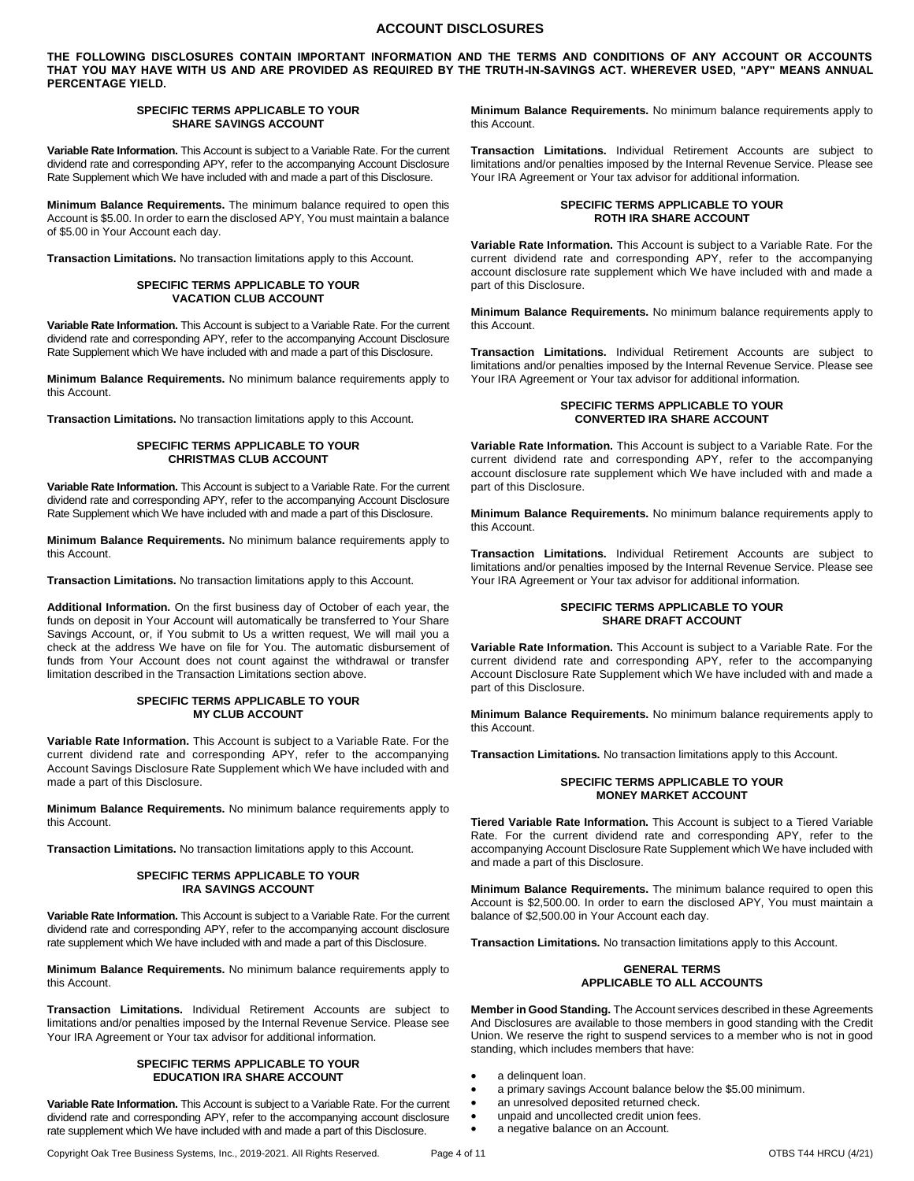# ACCOUNT DISCLOSURES

**THE FOLLOWING DISCLOSURES CONTAIN IMPORTANT INFORMATION AND THE TERMS AND CONDITIONS OF ANY ACCOUNT OR ACCOUNTS THAT YOU MAY HAVE WITH US AND ARE PROVIDED AS REQUIRED BY THE TRUTH-IN-SAVINGS ACT. WHEREVER USED, "APY" MEANS ANNUAL PERCENTAGE YIELD.**

## SPECIFIC TERMS APPLICABLE TO YOUR SHARE SAVINGS ACCOUNT

**Variable Rate Information.** This Account is subject to a Variable Rate. For the current dividend rate and corresponding APY, refer to the accompanying Account Disclosure Rate Supplement which We have included with and made a part of this Disclosure.

**Minimum Balance Requirements.** The minimum balance required to open this Account is $5.00. In order to earn the disclosed APY, You must maintain a balance of $5.00 in Your Account each day.

**Transaction Limitations.** No transaction limitations apply to this Account.

## SPECIFIC TERMS APPLICABLE TO YOUR VACATION CLUB ACCOUNT

**Variable Rate Information.** This Account is subject to a Variable Rate. For the current dividend rate and corresponding APY, refer to the accompanying Account Disclosure Rate Supplement which We have included with and made a part of this Disclosure.

**Minimum Balance Requirements.** No minimum balance requirements apply to this Account.

**Transaction Limitations.** No transaction limitations apply to this Account.

## SPECIFIC TERMS APPLICABLE TO YOUR CHRISTMAS CLUB ACCOUNT

**Variable Rate Information.** This Account is subject to a Variable Rate. For the current dividend rate and corresponding APY, refer to the accompanying Account Disclosure Rate Supplement which We have included with and made a part of this Disclosure.

**Minimum Balance Requirements.** No minimum balance requirements apply to this Account.

**Transaction Limitations.** No transaction limitations apply to this Account.

**Additional Information.** On the first business day of October of each year, the funds on deposit in Your Account will automatically be transferred to Your Share Savings Account, or, if You submit to Us a written request, We will mail you a check at the address We have on file for You. The automatic disbursement of funds from Your Account does not count against the withdrawal or transfer limitation described in the Transaction Limitations section above.

## SPECIFIC TERMS APPLICABLE TO YOUR MY CLUB ACCOUNT

**Variable Rate Information.** This Account is subject to a Variable Rate. For the current dividend rate and corresponding APY, refer to the accompanying Account Savings Disclosure Rate Supplement which We have included with and made a part of this Disclosure.

**Minimum Balance Requirements.** No minimum balance requirements apply to this Account.

**Transaction Limitations.** No transaction limitations apply to this Account.

## SPECIFIC TERMS APPLICABLE TO YOUR IRA SAVINGS ACCOUNT

**Variable Rate Information.** This Account is subject to a Variable Rate. For the current dividend rate and corresponding APY, refer to the accompanying account disclosure rate supplement which We have included with and made a part of this Disclosure.

**Minimum Balance Requirements.** No minimum balance requirements apply to this Account.

**Transaction Limitations.** Individual Retirement Accounts are subject to limitations and/or penalties imposed by the Internal Revenue Service. Please see Your IRA Agreement or Your tax advisor for additional information.

## SPECIFIC TERMS APPLICABLE TO YOUR EDUCATION IRA SHARE ACCOUNT

**Variable Rate Information.** This Account is subject to a Variable Rate. For the current dividend rate and corresponding APY, refer to the accompanying account disclosure rate supplement which We have included with and made a part of this Disclosure.

**Minimum Balance Requirements.** No minimum balance requirements apply to this Account.

**Transaction Limitations.** Individual Retirement Accounts are subject to limitations and/or penalties imposed by the Internal Revenue Service. Please see Your IRA Agreement or Your tax advisor for additional information.

## SPECIFIC TERMS APPLICABLE TO YOUR ROTH IRA SHARE ACCOUNT

**Variable Rate Information.** This Account is subject to a Variable Rate. For the current dividend rate and corresponding APY, refer to the accompanying account disclosure rate supplement which We have included with and made a part of this Disclosure.

**Minimum Balance Requirements.** No minimum balance requirements apply to this Account.

**Transaction Limitations.** Individual Retirement Accounts are subject to limitations and/or penalties imposed by the Internal Revenue Service. Please see Your IRA Agreement or Your tax advisor for additional information.

## SPECIFIC TERMS APPLICABLE TO YOUR CONVERTED IRA SHARE ACCOUNT

**Variable Rate Information.** This Account is subject to a Variable Rate. For the current dividend rate and corresponding APY, refer to the accompanying account disclosure rate supplement which We have included with and made a part of this Disclosure.

**Minimum Balance Requirements.** No minimum balance requirements apply to this Account.

**Transaction Limitations.** Individual Retirement Accounts are subject to limitations and/or penalties imposed by the Internal Revenue Service. Please see Your IRA Agreement or Your tax advisor for additional information.

## SPECIFIC TERMS APPLICABLE TO YOUR SHARE DRAFT ACCOUNT

**Variable Rate Information.** This Account is subject to a Variable Rate. For the current dividend rate and corresponding APY, refer to the accompanying Account Disclosure Rate Supplement which We have included with and made a part of this Disclosure.

**Minimum Balance Requirements.** No minimum balance requirements apply to this Account.

**Transaction Limitations.** No transaction limitations apply to this Account.

## SPECIFIC TERMS APPLICABLE TO YOUR MONEY MARKET ACCOUNT

**Tiered Variable Rate Information.** This Account is subject to a Tiered Variable Rate. For the current dividend rate and corresponding APY, refer to the accompanying Account Disclosure Rate Supplement which We have included with and made a part of this Disclosure.

**Minimum Balance Requirements.** The minimum balance required to open this Account is $2,500.00. In order to earn the disclosed APY, You must maintain a balance of $2,500.00 in Your Account each day.

**Transaction Limitations.** No transaction limitations apply to this Account.

## GENERAL TERMS APPLICABLE TO ALL ACCOUNTS

**Member in Good Standing.** The Account services described in these Agreements And Disclosures are available to those members in good standing with the Credit Union. We reserve the right to suspend services to a member who is not in good standing, which includes members that have:

- a delinquent loan.
- a primary savings Account balance below the $5.00 minimum.
- an unresolved deposited returned check.
- unpaid and uncollected credit union fees.
- a negative balance on an Account.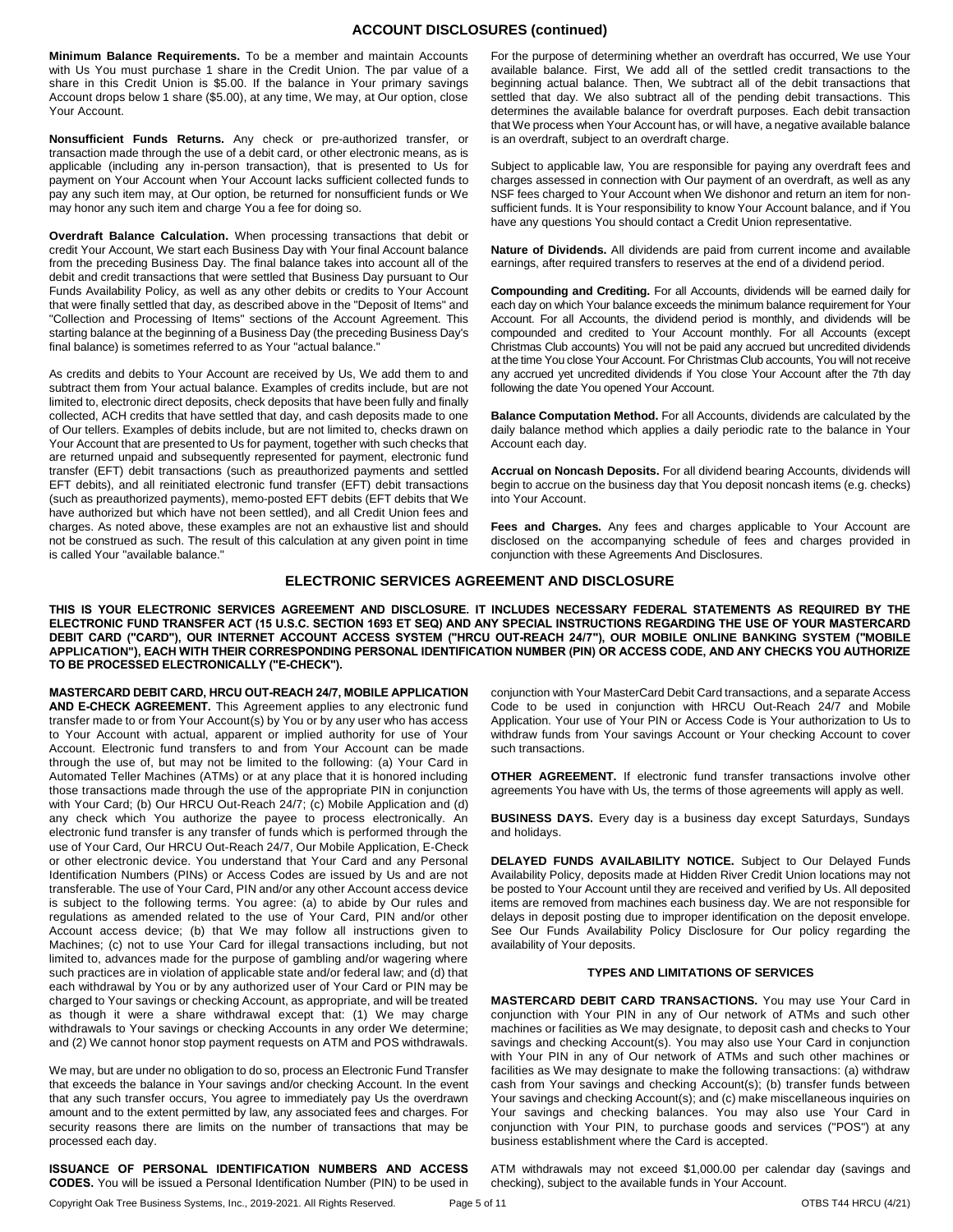## ACCOUNT DISCLOSURES (continued)

**Minimum Balance Requirements.** To be a member and maintain Accounts with Us You must purchase 1 share in the Credit Union. The par value of a share in this Credit Union is $5.00. If the balance in Your primary savings Account drops below 1 share ($5.00), at any time, We may, at Our option, close Your Account.

**Nonsufficient Funds Returns.** Any check or pre-authorized transfer, or transaction made through the use of a debit card, or other electronic means, as is applicable (including any in-person transaction), that is presented to Us for payment on Your Account when Your Account lacks sufficient collected funds to pay any such item may, at Our option, be returned for nonsufficient funds or We may honor any such item and charge You a fee for doing so.

**Overdraft Balance Calculation.** When processing transactions that debit or credit Your Account, We start each Business Day with Your final Account balance from the preceding Business Day. The final balance takes into account all of the debit and credit transactions that were settled that Business Day pursuant to Our Funds Availability Policy, as well as any other debits or credits to Your Account that were finally settled that day, as described above in the "Deposit of Items" and "Collection and Processing of Items" sections of the Account Agreement. This starting balance at the beginning of a Business Day (the preceding Business Day's final balance) is sometimes referred to as Your "actual balance."

As credits and debits to Your Account are received by Us, We add them to and subtract them from Your actual balance. Examples of credits include, but are not limited to, electronic direct deposits, check deposits that have been fully and finally collected, ACH credits that have settled that day, and cash deposits made to one of Our tellers. Examples of debits include, but are not limited to, checks drawn on Your Account that are presented to Us for payment, together with such checks that are returned unpaid and subsequently represented for payment, electronic fund transfer (EFT) debit transactions (such as preauthorized payments and settled EFT debits), and all reinitiated electronic fund transfer (EFT) debit transactions (such as preauthorized payments), memo-posted EFT debits (EFT debits that We have authorized but which have not been settled), and all Credit Union fees and charges. As noted above, these examples are not an exhaustive list and should not be construed as such. The result of this calculation at any given point in time is called Your "available balance."

For the purpose of determining whether an overdraft has occurred, We use Your available balance. First, We add all of the settled credit transactions to the beginning actual balance. Then, We subtract all of the debit transactions that settled that day. We also subtract all of the pending debit transactions. This determines the available balance for overdraft purposes. Each debit transaction that We process when Your Account has, or will have, a negative available balance is an overdraft, subject to an overdraft charge.

Subject to applicable law, You are responsible for paying any overdraft fees and charges assessed in connection with Our payment of an overdraft, as well as any NSF fees charged to Your Account when We dishonor and return an item for non-sufficient funds. It is Your responsibility to know Your Account balance, and if You have any questions You should contact a Credit Union representative.

**Nature of Dividends.** All dividends are paid from current income and available earnings, after required transfers to reserves at the end of a dividend period.

**Compounding and Crediting.** For all Accounts, dividends will be earned daily for each day on which Your balance exceeds the minimum balance requirement for Your Account. For all Accounts, the dividend period is monthly, and dividends will be compounded and credited to Your Account monthly. For all Accounts (except Christmas Club accounts) You will not be paid any accrued but uncredited dividends at the time You close Your Account. For Christmas Club accounts, You will not receive any accrued yet uncredited dividends if You close Your Account after the 7th day following the date You opened Your Account.

**Balance Computation Method.** For all Accounts, dividends are calculated by the daily balance method which applies a daily periodic rate to the balance in Your Account each day.

**Accrual on Noncash Deposits.** For all dividend bearing Accounts, dividends will begin to accrue on the business day that You deposit noncash items (e.g. checks) into Your Account.

**Fees and Charges.** Any fees and charges applicable to Your Account are disclosed on the accompanying schedule of fees and charges provided in conjunction with these Agreements And Disclosures.

## ELECTRONIC SERVICES AGREEMENT AND DISCLOSURE

**THIS IS YOUR ELECTRONIC SERVICES AGREEMENT AND DISCLOSURE. IT INCLUDES NECESSARY FEDERAL STATEMENTS AS REQUIRED BY THE ELECTRONIC FUND TRANSFER ACT (15 U.S.C. SECTION 1693 ET SEQ) AND ANY SPECIAL INSTRUCTIONS REGARDING THE USE OF YOUR MASTERCARD DEBIT CARD ("CARD"), OUR INTERNET ACCOUNT ACCESS SYSTEM ("HRCU OUT-REACH 24/7"), OUR MOBILE ONLINE BANKING SYSTEM ("MOBILE APPLICATION"), EACH WITH THEIR CORRESPONDING PERSONAL IDENTIFICATION NUMBER (PIN) OR ACCESS CODE, AND ANY CHECKS YOU AUTHORIZE TO BE PROCESSED ELECTRONICALLY ("E-CHECK").**

**MASTERCARD DEBIT CARD, HRCU OUT-REACH 24/7, MOBILE APPLICATION AND E-CHECK AGREEMENT.** This Agreement applies to any electronic fund transfer made to or from Your Account(s) by You or by any user who has access to Your Account with actual, apparent or implied authority for use of Your Account. Electronic fund transfers to and from Your Account can be made through the use of, but may not be limited to the following: (a) Your Card in Automated Teller Machines (ATMs) or at any place that it is honored including those transactions made through the use of the appropriate PIN in conjunction with Your Card; (b) Our HRCU Out-Reach 24/7; (c) Mobile Application and (d) any check which You authorize the payee to process electronically. An electronic fund transfer is any transfer of funds which is performed through the use of Your Card, Our HRCU Out-Reach 24/7, Our Mobile Application, E-Check or other electronic device. You understand that Your Card and any Personal Identification Numbers (PINs) or Access Codes are issued by Us and are not transferable. The use of Your Card, PIN and/or any other Account access device is subject to the following terms. You agree: (a) to abide by Our rules and regulations as amended related to the use of Your Card, PIN and/or other Account access device; (b) that We may follow all instructions given to Machines; (c) not to use Your Card for illegal transactions including, but not limited to, advances made for the purpose of gambling and/or wagering where such practices are in violation of applicable state and/or federal law; and (d) that each withdrawal by You or by any authorized user of Your Card or PIN may be charged to Your savings or checking Account, as appropriate, and will be treated as though it were a share withdrawal except that: (1) We may charge withdrawals to Your savings or checking Accounts in any order We determine; and (2) We cannot honor stop payment requests on ATM and POS withdrawals.

We may, but are under no obligation to do so, process an Electronic Fund Transfer that exceeds the balance in Your savings and/or checking Account. In the event that any such transfer occurs, You agree to immediately pay Us the overdrawn amount and to the extent permitted by law, any associated fees and charges. For security reasons there are limits on the number of transactions that may be processed each day.

**ISSUANCE OF PERSONAL IDENTIFICATION NUMBERS AND ACCESS CODES.** You will be issued a Personal Identification Number (PIN) to be used in conjunction with Your MasterCard Debit Card transactions, and a separate Access Code to be used in conjunction with HRCU Out-Reach 24/7 and Mobile Application. Your use of Your PIN or Access Code is Your authorization to Us to withdraw funds from Your savings Account or Your checking Account to cover such transactions.

**OTHER AGREEMENT.** If electronic fund transfer transactions involve other agreements You have with Us, the terms of those agreements will apply as well.

**BUSINESS DAYS.** Every day is a business day except Saturdays, Sundays and holidays.

**DELAYED FUNDS AVAILABILITY NOTICE.** Subject to Our Delayed Funds Availability Policy, deposits made at Hidden River Credit Union locations may not be posted to Your Account until they are received and verified by Us. All deposited items are removed from machines each business day. We are not responsible for delays in deposit posting due to improper identification on the deposit envelope. See Our Funds Availability Policy Disclosure for Our policy regarding the availability of Your deposits.

### TYPES AND LIMITATIONS OF SERVICES

**MASTERCARD DEBIT CARD TRANSACTIONS.** You may use Your Card in conjunction with Your PIN in any of Our network of ATMs and such other machines or facilities as We may designate, to deposit cash and checks to Your savings and checking Account(s). You may also use Your Card in conjunction with Your PIN in any of Our network of ATMs and such other machines or facilities as We may designate to make the following transactions: (a) withdraw cash from Your savings and checking Account(s); (b) transfer funds between Your savings and checking Account(s); and (c) make miscellaneous inquiries on Your savings and checking balances. You may also use Your Card in conjunction with Your PIN, to purchase goods and services ("POS") at any business establishment where the Card is accepted.

ATM withdrawals may not exceed $1,000.00 per calendar day (savings and checking), subject to the available funds in Your Account.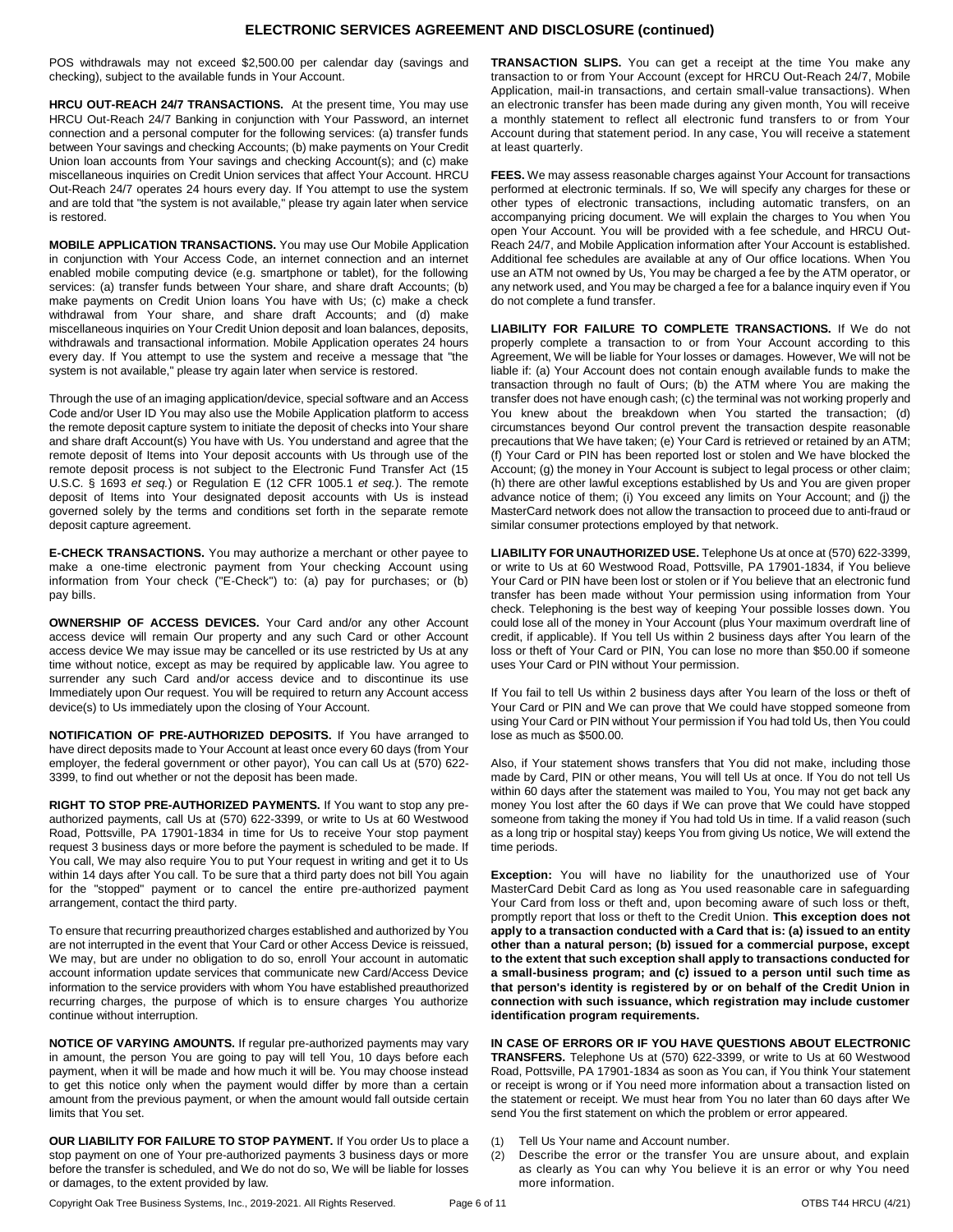## ELECTRONIC SERVICES AGREEMENT AND DISCLOSURE (continued)

POS withdrawals may not exceed $2,500.00 per calendar day (savings and checking), subject to the available funds in Your Account.

**HRCU OUT-REACH 24/7 TRANSACTIONS.** At the present time, You may use HRCU Out-Reach 24/7 Banking in conjunction with Your Password, an internet connection and a personal computer for the following services: (a) transfer funds between Your savings and checking Accounts; (b) make payments on Your Credit Union loan accounts from Your savings and checking Account(s); and (c) make miscellaneous inquiries on Credit Union services that affect Your Account. HRCU Out-Reach 24/7 operates 24 hours every day. If You attempt to use the system and are told that "the system is not available," please try again later when service is restored.

**MOBILE APPLICATION TRANSACTIONS.** You may use Our Mobile Application in conjunction with Your Access Code, an internet connection and an internet enabled mobile computing device (e.g. smartphone or tablet), for the following services: (a) transfer funds between Your share, and share draft Accounts; (b) make payments on Credit Union loans You have with Us; (c) make a check withdrawal from Your share, and share draft Accounts; and (d) make miscellaneous inquiries on Your Credit Union deposit and loan balances, deposits, withdrawals and transactional information. Mobile Application operates 24 hours every day. If You attempt to use the system and receive a message that "the system is not available," please try again later when service is restored.

Through the use of an imaging application/device, special software and an Access Code and/or User ID You may also use the Mobile Application platform to access the remote deposit capture system to initiate the deposit of checks into Your share and share draft Account(s) You have with Us. You understand and agree that the remote deposit of Items into Your deposit accounts with Us through use of the remote deposit process is not subject to the Electronic Fund Transfer Act (15 U.S.C. § 1693 *et seq.*) or Regulation E (12 CFR 1005.1 *et seq.*). The remote deposit of Items into Your designated deposit accounts with Us is instead governed solely by the terms and conditions set forth in the separate remote deposit capture agreement.

**E-CHECK TRANSACTIONS.** You may authorize a merchant or other payee to make a one-time electronic payment from Your checking Account using information from Your check ("E-Check") to: (a) pay for purchases; or (b) pay bills.

**OWNERSHIP OF ACCESS DEVICES.** Your Card and/or any other Account access device will remain Our property and any such Card or other Account access device We may issue may be cancelled or its use restricted by Us at any time without notice, except as may be required by applicable law. You agree to surrender any such Card and/or access device and to discontinue its use Immediately upon Our request. You will be required to return any Account access device(s) to Us immediately upon the closing of Your Account.

**NOTIFICATION OF PRE-AUTHORIZED DEPOSITS.** If You have arranged to have direct deposits made to Your Account at least once every 60 days (from Your employer, the federal government or other payor), You can call Us at (570) 622-3399, to find out whether or not the deposit has been made.

**RIGHT TO STOP PRE-AUTHORIZED PAYMENTS.** If You want to stop any pre-authorized payments, call Us at (570) 622-3399, or write to Us at 60 Westwood Road, Pottsville, PA 17901-1834 in time for Us to receive Your stop payment request 3 business days or more before the payment is scheduled to be made. If You call, We may also require You to put Your request in writing and get it to Us within 14 days after You call. To be sure that a third party does not bill You again for the "stopped" payment or to cancel the entire pre-authorized payment arrangement, contact the third party.

To ensure that recurring preauthorized charges established and authorized by You are not interrupted in the event that Your Card or other Access Device is reissued, We may, but are under no obligation to do so, enroll Your account in automatic account information update services that communicate new Card/Access Device information to the service providers with whom You have established preauthorized recurring charges, the purpose of which is to ensure charges You authorize continue without interruption.

**NOTICE OF VARYING AMOUNTS.** If regular pre-authorized payments may vary in amount, the person You are going to pay will tell You, 10 days before each payment, when it will be made and how much it will be. You may choose instead to get this notice only when the payment would differ by more than a certain amount from the previous payment, or when the amount would fall outside certain limits that You set.

**OUR LIABILITY FOR FAILURE TO STOP PAYMENT.** If You order Us to place a stop payment on one of Your pre-authorized payments 3 business days or more before the transfer is scheduled, and We do not do so, We will be liable for losses or damages, to the extent provided by law.

**TRANSACTION SLIPS.** You can get a receipt at the time You make any transaction to or from Your Account (except for HRCU Out-Reach 24/7, Mobile Application, mail-in transactions, and certain small-value transactions). When an electronic transfer has been made during any given month, You will receive a monthly statement to reflect all electronic fund transfers to or from Your Account during that statement period. In any case, You will receive a statement at least quarterly.

**FEES.** We may assess reasonable charges against Your Account for transactions performed at electronic terminals. If so, We will specify any charges for these or other types of electronic transactions, including automatic transfers, on an accompanying pricing document. We will explain the charges to You when You open Your Account. You will be provided with a fee schedule, and HRCU Out-Reach 24/7, and Mobile Application information after Your Account is established. Additional fee schedules are available at any of Our office locations. When You use an ATM not owned by Us, You may be charged a fee by the ATM operator, or any network used, and You may be charged a fee for a balance inquiry even if You do not complete a fund transfer.

**LIABILITY FOR FAILURE TO COMPLETE TRANSACTIONS.** If We do not properly complete a transaction to or from Your Account according to this Agreement, We will be liable for Your losses or damages. However, We will not be liable if: (a) Your Account does not contain enough available funds to make the transaction through no fault of Ours; (b) the ATM where You are making the transfer does not have enough cash; (c) the terminal was not working properly and You knew about the breakdown when You started the transaction; (d) circumstances beyond Our control prevent the transaction despite reasonable precautions that We have taken; (e) Your Card is retrieved or retained by an ATM; (f) Your Card or PIN has been reported lost or stolen and We have blocked the Account; (g) the money in Your Account is subject to legal process or other claim; (h) there are other lawful exceptions established by Us and You are given proper advance notice of them; (i) You exceed any limits on Your Account; and (j) the MasterCard network does not allow the transaction to proceed due to anti-fraud or similar consumer protections employed by that network.

**LIABILITY FOR UNAUTHORIZED USE.** Telephone Us at once at (570) 622-3399, or write to Us at 60 Westwood Road, Pottsville, PA 17901-1834, if You believe Your Card or PIN have been lost or stolen or if You believe that an electronic fund transfer has been made without Your permission using information from Your check. Telephoning is the best way of keeping Your possible losses down. You could lose all of the money in Your Account (plus Your maximum overdraft line of credit, if applicable). If You tell Us within 2 business days after You learn of the loss or theft of Your Card or PIN, You can lose no more than $50.00 if someone uses Your Card or PIN without Your permission.

If You fail to tell Us within 2 business days after You learn of the loss or theft of Your Card or PIN and We can prove that We could have stopped someone from using Your Card or PIN without Your permission if You had told Us, then You could lose as much as $500.00.

Also, if Your statement shows transfers that You did not make, including those made by Card, PIN or other means, You will tell Us at once. If You do not tell Us within 60 days after the statement was mailed to You, You may not get back any money You lost after the 60 days if We can prove that We could have stopped someone from taking the money if You had told Us in time. If a valid reason (such as a long trip or hospital stay) keeps You from giving Us notice, We will extend the time periods.

**Exception:** You will have no liability for the unauthorized use of Your MasterCard Debit Card as long as You used reasonable care in safeguarding Your Card from loss or theft and, upon becoming aware of such loss or theft, promptly report that loss or theft to the Credit Union. **This exception does not apply to a transaction conducted with a Card that is: (a) issued to an entity other than a natural person; (b) issued for a commercial purpose, except to the extent that such exception shall apply to transactions conducted for a small-business program; and (c) issued to a person until such time as that person's identity is registered by or on behalf of the Credit Union in connection with such issuance, which registration may include customer identification program requirements.**

**IN CASE OF ERRORS OR IF YOU HAVE QUESTIONS ABOUT ELECTRONIC TRANSFERS.** Telephone Us at (570) 622-3399, or write to Us at 60 Westwood Road, Pottsville, PA 17901-1834 as soon as You can, if You think Your statement or receipt is wrong or if You need more information about a transaction listed on the statement or receipt. We must hear from You no later than 60 days after We send You the first statement on which the problem or error appeared.

(1) Tell Us Your name and Account number.
(2) Describe the error or the transfer You are unsure about, and explain as clearly as You can why You believe it is an error or why You need more information.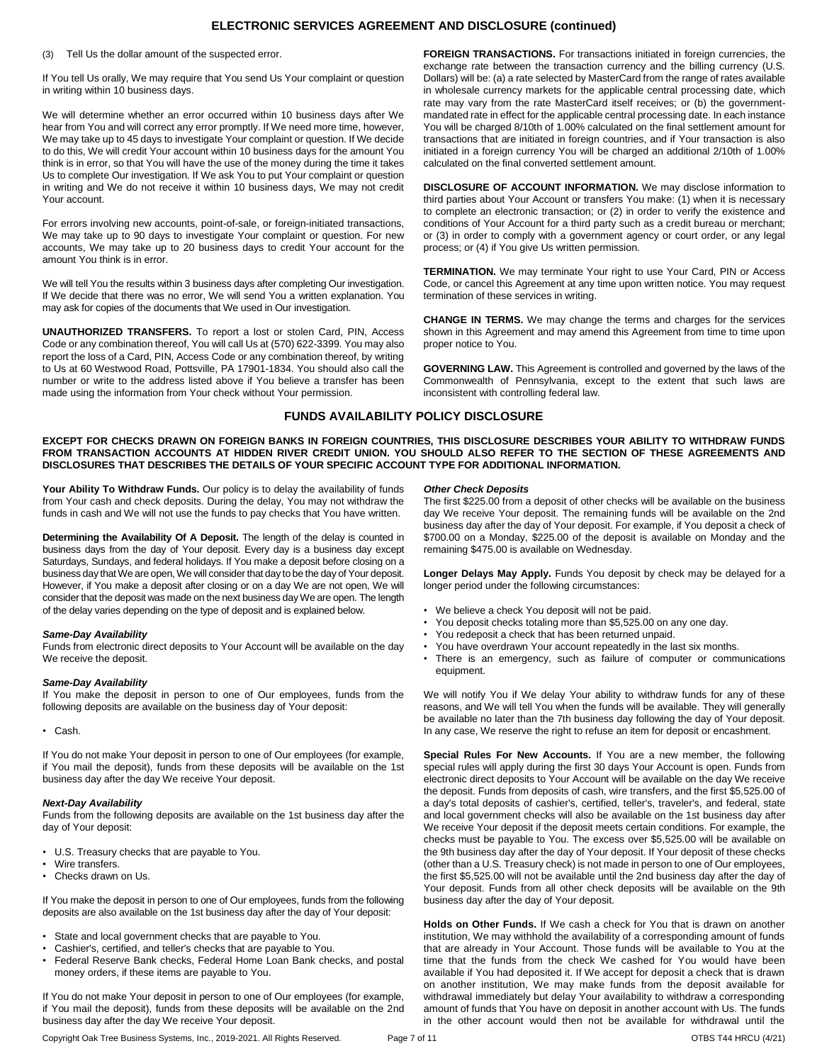(3) Tell Us the dollar amount of the suspected error.

If You tell Us orally, We may require that You send Us Your complaint or question in writing within 10 business days.

We will determine whether an error occurred within 10 business days after We hear from You and will correct any error promptly. If We need more time, however, We may take up to 45 days to investigate Your complaint or question. If We decide to do this, We will credit Your account within 10 business days for the amount You think is in error, so that You will have the use of the money during the time it takes Us to complete Our investigation. If We ask You to put Your complaint or question in writing and We do not receive it within 10 business days, We may not credit Your account.

For errors involving new accounts, point-of-sale, or foreign-initiated transactions, We may take up to 90 days to investigate Your complaint or question. For new accounts, We may take up to 20 business days to credit Your account for the amount You think is in error.

We will tell You the results within 3 business days after completing Our investigation. If We decide that there was no error, We will send You a written explanation. You may ask for copies of the documents that We used in Our investigation.

**UNAUTHORIZED TRANSFERS.** To report a lost or stolen Card, PIN, Access Code or any combination thereof, You will call Us at (570) 622-3399. You may also report the loss of a Card, PIN, Access Code or any combination thereof, by writing to Us at 60 Westwood Road, Pottsville, PA 17901-1834. You should also call the number or write to the address listed above if You believe a transfer has been made using the information from Your check without Your permission.

**FOREIGN TRANSACTIONS.** For transactions initiated in foreign currencies, the exchange rate between the transaction currency and the billing currency (U.S. Dollars) will be: (a) a rate selected by MasterCard from the range of rates available in wholesale currency markets for the applicable central processing date, which rate may vary from the rate MasterCard itself receives; or (b) the government-mandated rate in effect for the applicable central processing date. In each instance You will be charged 8/10th of 1.00% calculated on the final settlement amount for transactions that are initiated in foreign countries, and if Your transaction is also initiated in a foreign currency You will be charged an additional 2/10th of 1.00% calculated on the final converted settlement amount.

**DISCLOSURE OF ACCOUNT INFORMATION.** We may disclose information to third parties about Your Account or transfers You make: (1) when it is necessary to complete an electronic transaction; or (2) in order to verify the existence and conditions of Your Account for a third party such as a credit bureau or merchant; or (3) in order to comply with a government agency or court order, or any legal process; or (4) if You give Us written permission.

**TERMINATION.** We may terminate Your right to use Your Card, PIN or Access Code, or cancel this Agreement at any time upon written notice. You may request termination of these services in writing.

**CHANGE IN TERMS.** We may change the terms and charges for the services shown in this Agreement and may amend this Agreement from time to time upon proper notice to You.

**GOVERNING LAW.** This Agreement is controlled and governed by the laws of the Commonwealth of Pennsylvania, except to the extent that such laws are inconsistent with controlling federal law.

## FUNDS AVAILABILITY POLICY DISCLOSURE

**EXCEPT FOR CHECKS DRAWN ON FOREIGN BANKS IN FOREIGN COUNTRIES, THIS DISCLOSURE DESCRIBES YOUR ABILITY TO WITHDRAW FUNDS FROM TRANSACTION ACCOUNTS AT HIDDEN RIVER CREDIT UNION. YOU SHOULD ALSO REFER TO THE SECTION OF THESE AGREEMENTS AND DISCLOSURES THAT DESCRIBES THE DETAILS OF YOUR SPECIFIC ACCOUNT TYPE FOR ADDITIONAL INFORMATION.**

**Your Ability To Withdraw Funds.** Our policy is to delay the availability of funds from Your cash and check deposits. During the delay, You may not withdraw the funds in cash and We will not use the funds to pay checks that You have written.

**Determining the Availability Of A Deposit.** The length of the delay is counted in business days from the day of Your deposit. Every day is a business day except Saturdays, Sundays, and federal holidays. If You make a deposit before closing on a business day that We are open, We will consider that day to be the day of Your deposit. However, if You make a deposit after closing or on a day We are not open, We will consider that the deposit was made on the next business day We are open. The length of the delay varies depending on the type of deposit and is explained below.

***Same-Day Availability***

Funds from electronic direct deposits to Your Account will be available on the day We receive the deposit.

***Same-Day Availability***

If You make the deposit in person to one of Our employees, funds from the following deposits are available on the business day of Your deposit:

- Cash.

If You do not make Your deposit in person to one of Our employees (for example, if You mail the deposit), funds from these deposits will be available on the 1st business day after the day We receive Your deposit.

***Next-Day Availability***

Funds from the following deposits are available on the 1st business day after the day of Your deposit:

- U.S. Treasury checks that are payable to You.
- Wire transfers.
- Checks drawn on Us.

If You make the deposit in person to one of Our employees, funds from the following deposits are also available on the 1st business day after the day of Your deposit:

- State and local government checks that are payable to You.
- Cashier's, certified, and teller's checks that are payable to You.
- Federal Reserve Bank checks, Federal Home Loan Bank checks, and postal money orders, if these items are payable to You.

If You do not make Your deposit in person to one of Our employees (for example, if You mail the deposit), funds from these deposits will be available on the 2nd business day after the day We receive Your deposit.

***Other Check Deposits***

The first $225.00 from a deposit of other checks will be available on the business day We receive Your deposit. The remaining funds will be available on the 2nd business day after the day of Your deposit. For example, if You deposit a check of $700.00 on a Monday, $225.00 of the deposit is available on Monday and the remaining $475.00 is available on Wednesday.

**Longer Delays May Apply.** Funds You deposit by check may be delayed for a longer period under the following circumstances:

- We believe a check You deposit will not be paid.
- You deposit checks totaling more than $5,525.00 on any one day.
- You redeposit a check that has been returned unpaid.
- You have overdrawn Your account repeatedly in the last six months.
- There is an emergency, such as failure of computer or communications equipment.

We will notify You if We delay Your ability to withdraw funds for any of these reasons, and We will tell You when the funds will be available. They will generally be available no later than the 7th business day following the day of Your deposit. In any case, We reserve the right to refuse an item for deposit or encashment.

**Special Rules For New Accounts.** If You are a new member, the following special rules will apply during the first 30 days Your Account is open. Funds from electronic direct deposits to Your Account will be available on the day We receive the deposit. Funds from deposits of cash, wire transfers, and the first $5,525.00 of a day's total deposits of cashier's, certified, teller's, traveler's, and federal, state and local government checks will also be available on the 1st business day after We receive Your deposit if the deposit meets certain conditions. For example, the checks must be payable to You. The excess over $5,525.00 will be available on the 9th business day after the day of Your deposit. If Your deposit of these checks (other than a U.S. Treasury check) is not made in person to one of Our employees, the first $5,525.00 will not be available until the 2nd business day after the day of Your deposit. Funds from all other check deposits will be available on the 9th business day after the day of Your deposit.

**Holds on Other Funds.** If We cash a check for You that is drawn on another institution, We may withhold the availability of a corresponding amount of funds that are already in Your Account. Those funds will be available to You at the time that the funds from the check We cashed for You would have been available if You had deposited it. If We accept for deposit a check that is drawn on another institution, We may make funds from the deposit available for withdrawal immediately but delay Your availability to withdraw a corresponding amount of funds that You have on deposit in another account with Us. The funds in the other account would then not be available for withdrawal until the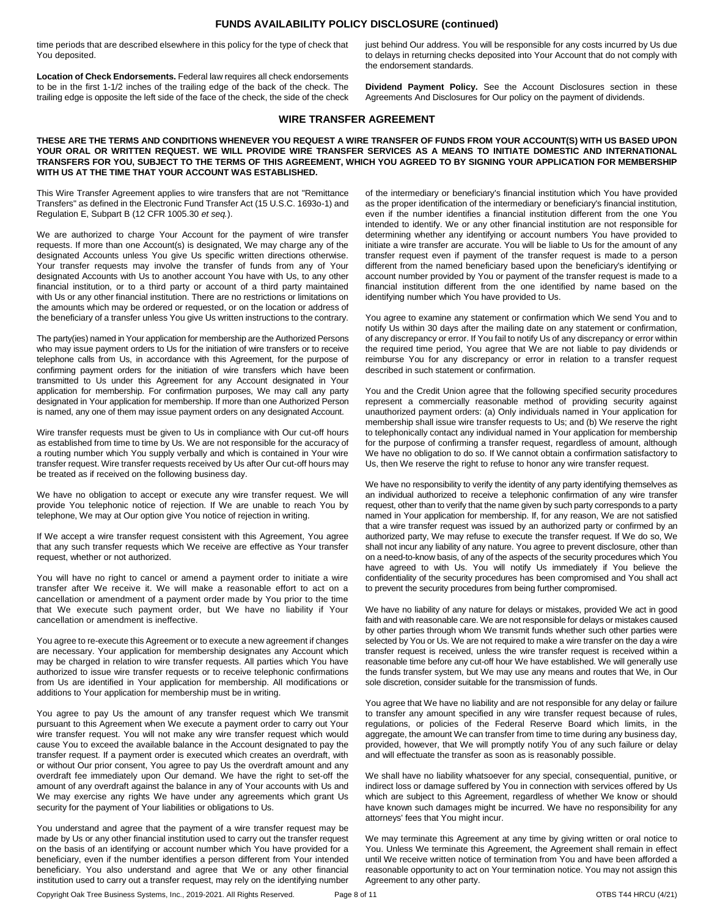## FUNDS AVAILABILITY POLICY DISCLOSURE (continued)

time periods that are described elsewhere in this policy for the type of check that You deposited.

**Location of Check Endorsements.** Federal law requires all check endorsements to be in the first 1-1/2 inches of the trailing edge of the back of the check. The trailing edge is opposite the left side of the face of the check, the side of the check just behind Our address. You will be responsible for any costs incurred by Us due to delays in returning checks deposited into Your Account that do not comply with the endorsement standards.

**Dividend Payment Policy.** See the Account Disclosures section in these Agreements And Disclosures for Our policy on the payment of dividends.

## WIRE TRANSFER AGREEMENT

**THESE ARE THE TERMS AND CONDITIONS WHENEVER YOU REQUEST A WIRE TRANSFER OF FUNDS FROM YOUR ACCOUNT(S) WITH US BASED UPON YOUR ORAL OR WRITTEN REQUEST. WE WILL PROVIDE WIRE TRANSFER SERVICES AS A MEANS TO INITIATE DOMESTIC AND INTERNATIONAL TRANSFERS FOR YOU, SUBJECT TO THE TERMS OF THIS AGREEMENT, WHICH YOU AGREED TO BY SIGNING YOUR APPLICATION FOR MEMBERSHIP WITH US AT THE TIME THAT YOUR ACCOUNT WAS ESTABLISHED.**

This Wire Transfer Agreement applies to wire transfers that are not "Remittance Transfers" as defined in the Electronic Fund Transfer Act (15 U.S.C. 1693o-1) and Regulation E, Subpart B (12 CFR 1005.30 *et seq.*).

We are authorized to charge Your Account for the payment of wire transfer requests. If more than one Account(s) is designated, We may charge any of the designated Accounts unless You give Us specific written directions otherwise. Your transfer requests may involve the transfer of funds from any of Your designated Accounts with Us to another account You have with Us, to any other financial institution, or to a third party or account of a third party maintained with Us or any other financial institution. There are no restrictions or limitations on the amounts which may be ordered or requested, or on the location or address of the beneficiary of a transfer unless You give Us written instructions to the contrary.

The party(ies) named in Your application for membership are the Authorized Persons who may issue payment orders to Us for the initiation of wire transfers or to receive telephone calls from Us, in accordance with this Agreement, for the purpose of confirming payment orders for the initiation of wire transfers which have been transmitted to Us under this Agreement for any Account designated in Your application for membership. For confirmation purposes, We may call any party designated in Your application for membership. If more than one Authorized Person is named, any one of them may issue payment orders on any designated Account.

Wire transfer requests must be given to Us in compliance with Our cut-off hours as established from time to time by Us. We are not responsible for the accuracy of a routing number which You supply verbally and which is contained in Your wire transfer request. Wire transfer requests received by Us after Our cut-off hours may be treated as if received on the following business day.

We have no obligation to accept or execute any wire transfer request. We will provide You telephonic notice of rejection. If We are unable to reach You by telephone, We may at Our option give You notice of rejection in writing.

If We accept a wire transfer request consistent with this Agreement, You agree that any such transfer requests which We receive are effective as Your transfer request, whether or not authorized.

You will have no right to cancel or amend a payment order to initiate a wire transfer after We receive it. We will make a reasonable effort to act on a cancellation or amendment of a payment order made by You prior to the time that We execute such payment order, but We have no liability if Your cancellation or amendment is ineffective.

You agree to re-execute this Agreement or to execute a new agreement if changes are necessary. Your application for membership designates any Account which may be charged in relation to wire transfer requests. All parties which You have authorized to issue wire transfer requests or to receive telephonic confirmations from Us are identified in Your application for membership. All modifications or additions to Your application for membership must be in writing.

You agree to pay Us the amount of any transfer request which We transmit pursuant to this Agreement when We execute a payment order to carry out Your wire transfer request. You will not make any wire transfer request which would cause You to exceed the available balance in the Account designated to pay the transfer request. If a payment order is executed which creates an overdraft, with or without Our prior consent, You agree to pay Us the overdraft amount and any overdraft fee immediately upon Our demand. We have the right to set-off the amount of any overdraft against the balance in any of Your accounts with Us and We may exercise any rights We have under any agreements which grant Us security for the payment of Your liabilities or obligations to Us.

You understand and agree that the payment of a wire transfer request may be made by Us or any other financial institution used to carry out the transfer request on the basis of an identifying or account number which You have provided for a beneficiary, even if the number identifies a person different from Your intended beneficiary. You also understand and agree that We or any other financial institution used to carry out a transfer request, may rely on the identifying number of the intermediary or beneficiary's financial institution which You have provided as the proper identification of the intermediary or beneficiary's financial institution, even if the number identifies a financial institution different from the one You intended to identify. We or any other financial institution are not responsible for determining whether any identifying or account numbers You have provided to initiate a wire transfer are accurate. You will be liable to Us for the amount of any transfer request even if payment of the transfer request is made to a person different from the named beneficiary based upon the beneficiary's identifying or account number provided by You or payment of the transfer request is made to a financial institution different from the one identified by name based on the identifying number which You have provided to Us.

You agree to examine any statement or confirmation which We send You and to notify Us within 30 days after the mailing date on any statement or confirmation, of any discrepancy or error. If You fail to notify Us of any discrepancy or error within the required time period, You agree that We are not liable to pay dividends or reimburse You for any discrepancy or error in relation to a transfer request described in such statement or confirmation.

You and the Credit Union agree that the following specified security procedures represent a commercially reasonable method of providing security against unauthorized payment orders: (a) Only individuals named in Your application for membership shall issue wire transfer requests to Us; and (b) We reserve the right to telephonically contact any individual named in Your application for membership for the purpose of confirming a transfer request, regardless of amount, although We have no obligation to do so. If We cannot obtain a confirmation satisfactory to Us, then We reserve the right to refuse to honor any wire transfer request.

We have no responsibility to verify the identity of any party identifying themselves as an individual authorized to receive a telephonic confirmation of any wire transfer request, other than to verify that the name given by such party corresponds to a party named in Your application for membership. If, for any reason, We are not satisfied that a wire transfer request was issued by an authorized party or confirmed by an authorized party, We may refuse to execute the transfer request. If We do so, We shall not incur any liability of any nature. You agree to prevent disclosure, other than on a need-to-know basis, of any of the aspects of the security procedures which You have agreed to with Us. You will notify Us immediately if You believe the confidentiality of the security procedures has been compromised and You shall act to prevent the security procedures from being further compromised.

We have no liability of any nature for delays or mistakes, provided We act in good faith and with reasonable care. We are not responsible for delays or mistakes caused by other parties through whom We transmit funds whether such other parties were selected by You or Us. We are not required to make a wire transfer on the day a wire transfer request is received, unless the wire transfer request is received within a reasonable time before any cut-off hour We have established. We will generally use the funds transfer system, but We may use any means and routes that We, in Our sole discretion, consider suitable for the transmission of funds.

You agree that We have no liability and are not responsible for any delay or failure to transfer any amount specified in any wire transfer request because of rules, regulations, or policies of the Federal Reserve Board which limits, in the aggregate, the amount We can transfer from time to time during any business day, provided, however, that We will promptly notify You of any such failure or delay and will effectuate the transfer as soon as is reasonably possible.

We shall have no liability whatsoever for any special, consequential, punitive, or indirect loss or damage suffered by You in connection with services offered by Us which are subject to this Agreement, regardless of whether We know or should have known such damages might be incurred. We have no responsibility for any attorneys' fees that You might incur.

We may terminate this Agreement at any time by giving written or oral notice to You. Unless We terminate this Agreement, the Agreement shall remain in effect until We receive written notice of termination from You and have been afforded a reasonable opportunity to act on Your termination notice. You may not assign this Agreement to any other party.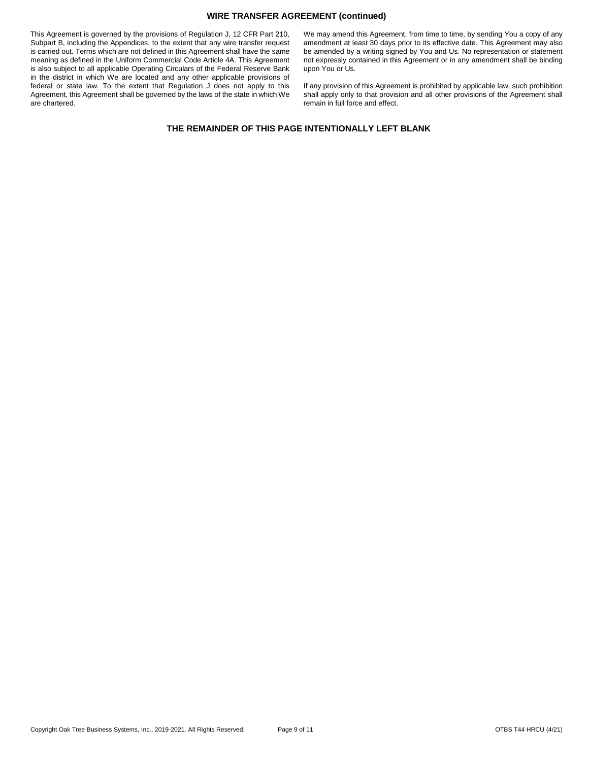## WIRE TRANSFER AGREEMENT (continued)

This Agreement is governed by the provisions of Regulation J, 12 CFR Part 210, Subpart B, including the Appendices, to the extent that any wire transfer request is carried out. Terms which are not defined in this Agreement shall have the same meaning as defined in the Uniform Commercial Code Article 4A. This Agreement is also subject to all applicable Operating Circulars of the Federal Reserve Bank in the district in which We are located and any other applicable provisions of federal or state law. To the extent that Regulation J does not apply to this Agreement, this Agreement shall be governed by the laws of the state in which We are chartered.

We may amend this Agreement, from time to time, by sending You a copy of any amendment at least 30 days prior to its effective date. This Agreement may also be amended by a writing signed by You and Us. No representation or statement not expressly contained in this Agreement or in any amendment shall be binding upon You or Us.

If any provision of this Agreement is prohibited by applicable law, such prohibition shall apply only to that provision and all other provisions of the Agreement shall remain in full force and effect.

**THE REMAINDER OF THIS PAGE INTENTIONALLY LEFT BLANK**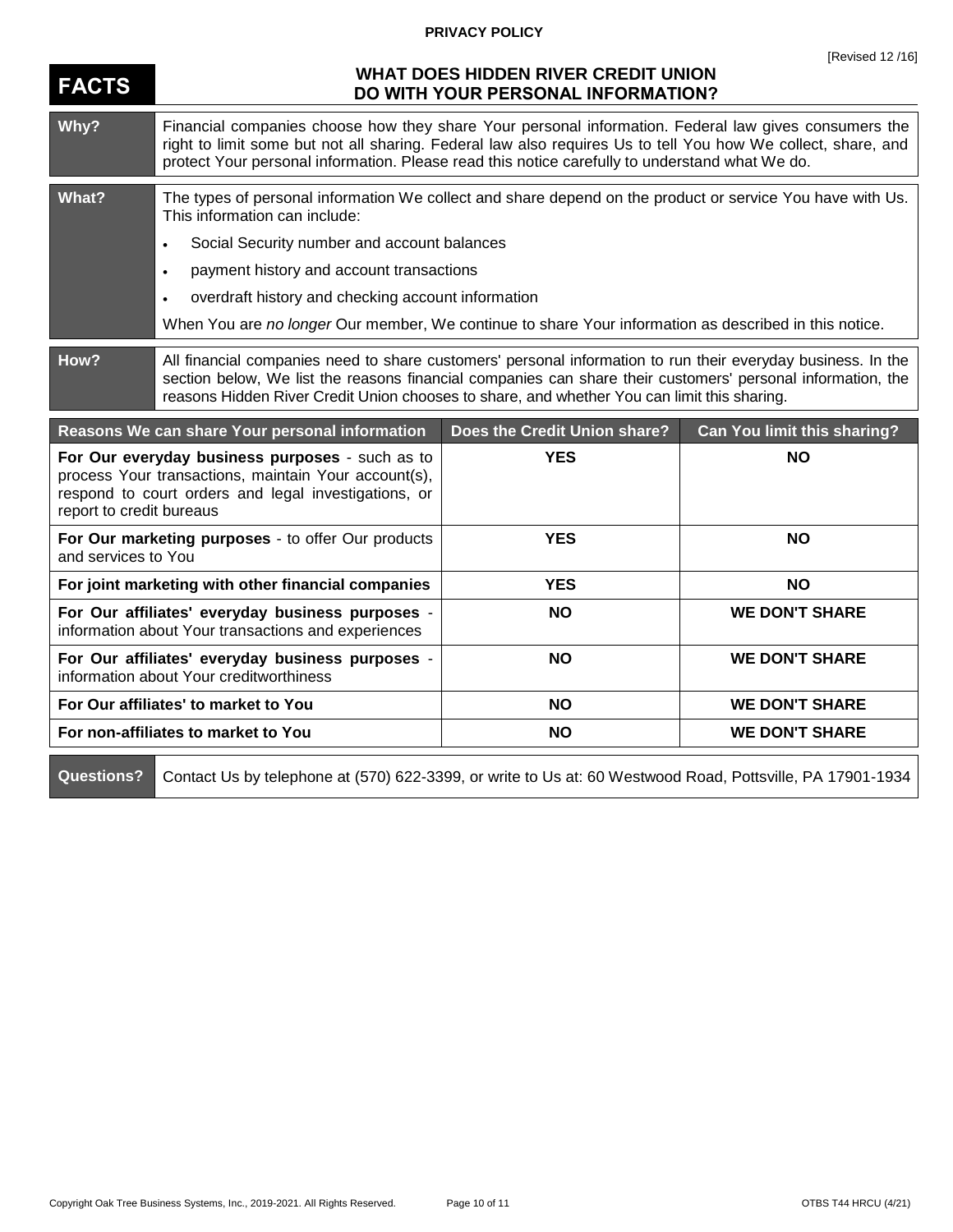**PRIVACY POLICY**

[Revised 12 /16]

# FACTS

## WHAT DOES HIDDEN RIVER CREDIT UNION DO WITH YOUR PERSONAL INFORMATION?

| | |
|---|---|
| **Why?** | Financial companies choose how they share Your personal information. Federal law gives consumers the right to limit some but not all sharing. Federal law also requires Us to tell You how We collect, share, and protect Your personal information. Please read this notice carefully to understand what We do. |
| **What?** | The types of personal information We collect and share depend on the product or service You have with Us. This information can include:<br>• Social Security number and account balances<br>• payment history and account transactions<br>• overdraft history and checking account information<br>When You are *no longer* Our member, We continue to share Your information as described in this notice. |
| **How?** | All financial companies need to share customers' personal information to run their everyday business. In the section below, We list the reasons financial companies can share their customers' personal information, the reasons Hidden River Credit Union chooses to share, and whether You can limit this sharing. |

| Reasons We can share Your personal information | Does the Credit Union share? | Can You limit this sharing? |
|---|---|---|
| **For Our everyday business purposes** - such as to process Your transactions, maintain Your account(s), respond to court orders and legal investigations, or report to credit bureaus | **YES** | **NO** |
| **For Our marketing purposes** - to offer Our products and services to You | **YES** | **NO** |
| **For joint marketing with other financial companies** | **YES** | **NO** |
| **For Our affiliates' everyday business purposes** - information about Your transactions and experiences | **NO** | **WE DON'T SHARE** |
| **For Our affiliates' everyday business purposes** - information about Your creditworthiness | **NO** | **WE DON'T SHARE** |
| **For Our affiliates' to market to You** | **NO** | **WE DON'T SHARE** |
| **For non-affiliates to market to You** | **NO** | **WE DON'T SHARE** |

| | |
|---|---|
| **Questions?** | Contact Us by telephone at (570) 622-3399, or write to Us at: 60 Westwood Road, Pottsville, PA 17901-1934 |

Copyright Oak Tree Business Systems, Inc., 2019-2021. All Rights Reserved. OTBS T44 HRCU (4/21)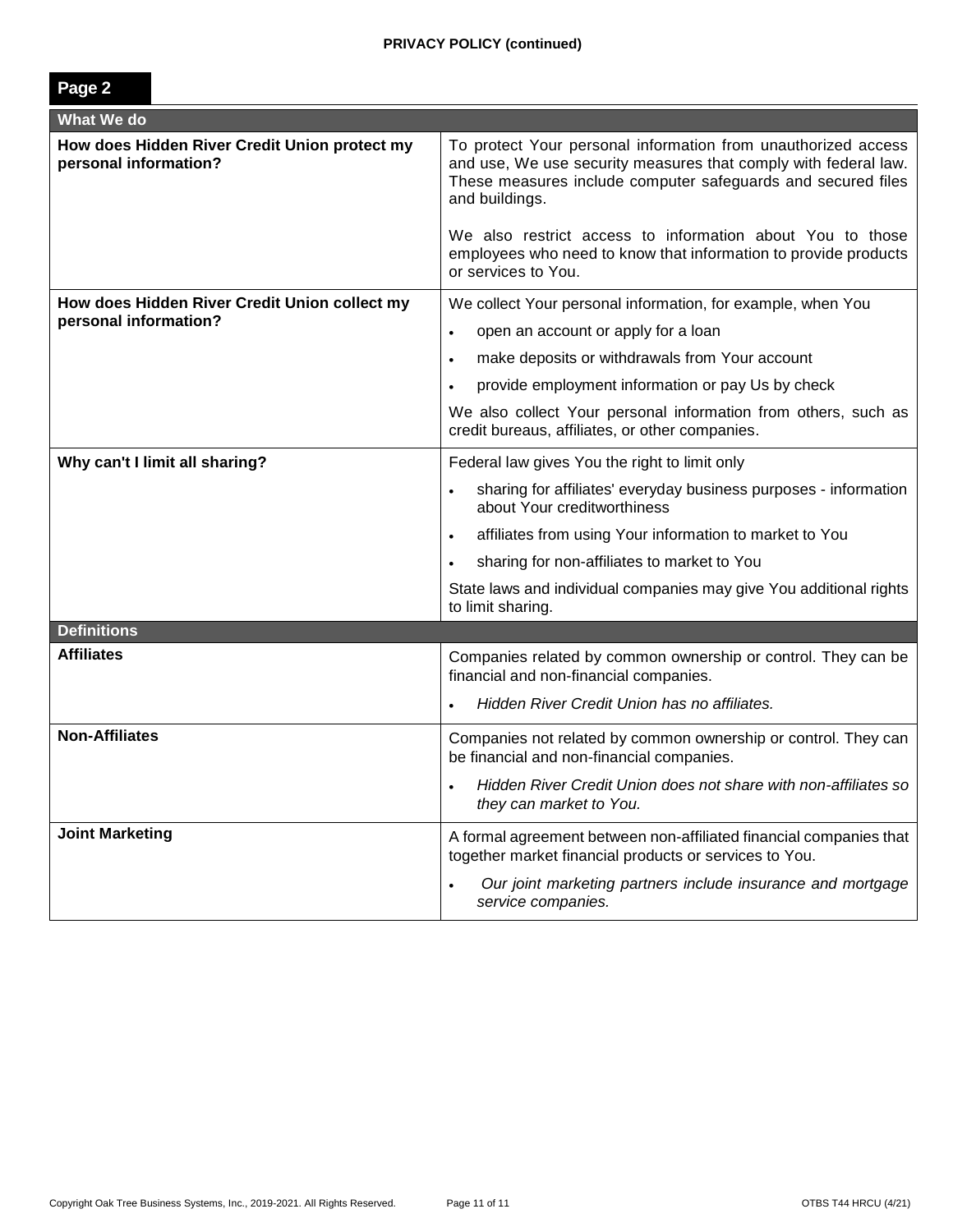**PRIVACY POLICY (continued)**

## Page 2

| What We do | |
|---|---|
| **How does Hidden River Credit Union protect my personal information?** | To protect Your personal information from unauthorized access and use, We use security measures that comply with federal law. These measures include computer safeguards and secured files and buildings.<br><br>We also restrict access to information about You to those employees who need to know that information to provide products or services to You. |
| **How does Hidden River Credit Union collect my personal information?** | We collect Your personal information, for example, when You<br>• open an account or apply for a loan<br>• make deposits or withdrawals from Your account<br>• provide employment information or pay Us by check<br><br>We also collect Your personal information from others, such as credit bureaus, affiliates, or other companies. |
| **Why can't I limit all sharing?** | Federal law gives You the right to limit only<br>• sharing for affiliates' everyday business purposes - information about Your creditworthiness<br>• affiliates from using Your information to market to You<br>• sharing for non-affiliates to market to You<br><br>State laws and individual companies may give You additional rights to limit sharing. |

| Definitions | |
|---|---|
| **Affiliates** | Companies related by common ownership or control. They can be financial and non-financial companies.<br>• *Hidden River Credit Union has no affiliates.* |
| **Non-Affiliates** | Companies not related by common ownership or control. They can be financial and non-financial companies.<br>• *Hidden River Credit Union does not share with non-affiliates so they can market to You.* |
| **Joint Marketing** | A formal agreement between non-affiliated financial companies that together market financial products or services to You.<br>• *Our joint marketing partners include insurance and mortgage service companies.* |

Copyright Oak Tree Business Systems, Inc., 2019-2021. All Rights Reserved. OTBS T44 HRCU (4/21)